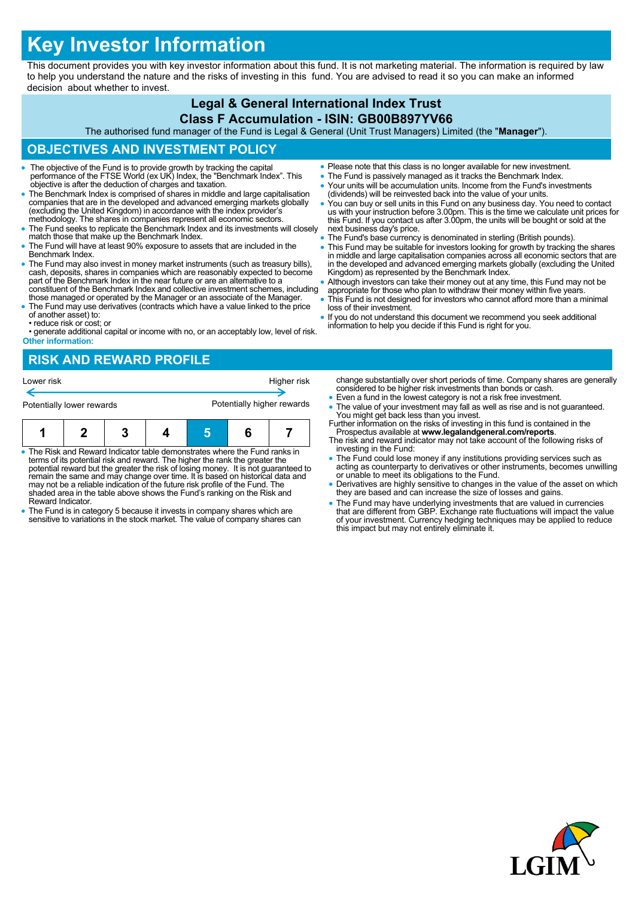# Key Investor Information

This document provides you with key investor information about this fund. It is not marketing material. The information is required by law to help you understand the nature and the risks of investing in this fund. You are advised to read it so you can make an informed decision about whether to invest.

**Legal & General International Index Trust**

**Class F Accumulation - ISIN: GB00B897YV66**

The authorised fund manager of the Fund is Legal & General (Unit Trust Managers) Limited (the "**Manager**").

## OBJECTIVES AND INVESTMENT POLICY

- The objective of the Fund is to provide growth by tracking the capital performance of the FTSE World (ex UK) Index, the "Benchmark Index". This objective is after the deduction of charges and taxation.
- The Benchmark Index is comprised of shares in middle and large capitalisation companies that are in the developed and advanced emerging markets globally (excluding the United Kingdom) in accordance with the index provider's methodology. The shares in companies represent all economic sectors.
- The Fund seeks to replicate the Benchmark Index and its investments will closely match those that make up the Benchmark Index.
- The Fund will have at least 90% exposure to assets that are included in the Benchmark Index.
- The Fund may also invest in money market instruments (such as treasury bills), cash, deposits, shares in companies which are reasonably expected to become part of the Benchmark Index in the near future or are an alternative to a constituent of the Benchmark Index and collective investment schemes, including those managed or operated by the Manager or an associate of the Manager.
- The Fund may use derivatives (contracts which have a value linked to the price of another asset) to:
  - reduce risk or cost; or
  - generate additional capital or income with no, or an acceptably low, level of risk.

**Other information:**

- Please note that this class is no longer available for new investment.
- The Fund is passively managed as it tracks the Benchmark Index.
- Your units will be accumulation units. Income from the Fund's investments (dividends) will be reinvested back into the value of your units.
- You can buy or sell units in this Fund on any business day. You need to contact us with your instruction before 3.00pm. This is the time we calculate unit prices for this Fund. If you contact us after 3.00pm, the units will be bought or sold at the next business day's price.
- The Fund's base currency is denominated in sterling (British pounds).
- This Fund may be suitable for investors looking for growth by tracking the shares in middle and large capitalisation companies across all economic sectors that are in the developed and advanced emerging markets globally (excluding the United Kingdom) as represented by the Benchmark Index.
- Although investors can take their money out at any time, this Fund may not be appropriate for those who plan to withdraw their money within five years.
- This Fund is not designed for investors who cannot afford more than a minimal loss of their investment.
- If you do not understand this document we recommend you seek additional information to help you decide if this Fund is right for you.

## RISK AND REWARD PROFILE

Lower risk — Higher risk

Potentially lower rewards — Potentially higher rewards

| 1 | 2 | 3 | 4 | 5 | 6 | 7 |
|---|---|---|---|---|---|---|

- The Risk and Reward Indicator table demonstrates where the Fund ranks in terms of its potential risk and reward. The higher the rank the greater the potential reward but the greater the risk of losing money. It is not guaranteed to remain the same and may change over time. It is based on historical data and may not be a reliable indication of the future risk profile of the Fund. The shaded area in the table above shows the Fund's ranking on the Risk and Reward Indicator.
- The Fund is in category 5 because it invests in company shares which are sensitive to variations in the stock market. The value of company shares can change substantially over short periods of time. Company shares are generally considered to be higher risk investments than bonds or cash.
- Even a fund in the lowest category is not a risk free investment.
- The value of your investment may fall as well as rise and is not guaranteed. You might get back less than you invest.

Further information on the risks of investing in this fund is contained in the Prospectus available at **www.legalandgeneral.com/reports**.

The risk and reward indicator may not take account of the following risks of investing in the Fund:

- The Fund could lose money if any institutions providing services such as acting as counterparty to derivatives or other instruments, becomes unwilling or unable to meet its obligations to the Fund.
- Derivatives are highly sensitive to changes in the value of the asset on which they are based and can increase the size of losses and gains.
- The Fund may have underlying investments that are valued in currencies that are different from GBP. Exchange rate fluctuations will impact the value of your investment. Currency hedging techniques may be applied to reduce this impact but may not entirely eliminate it.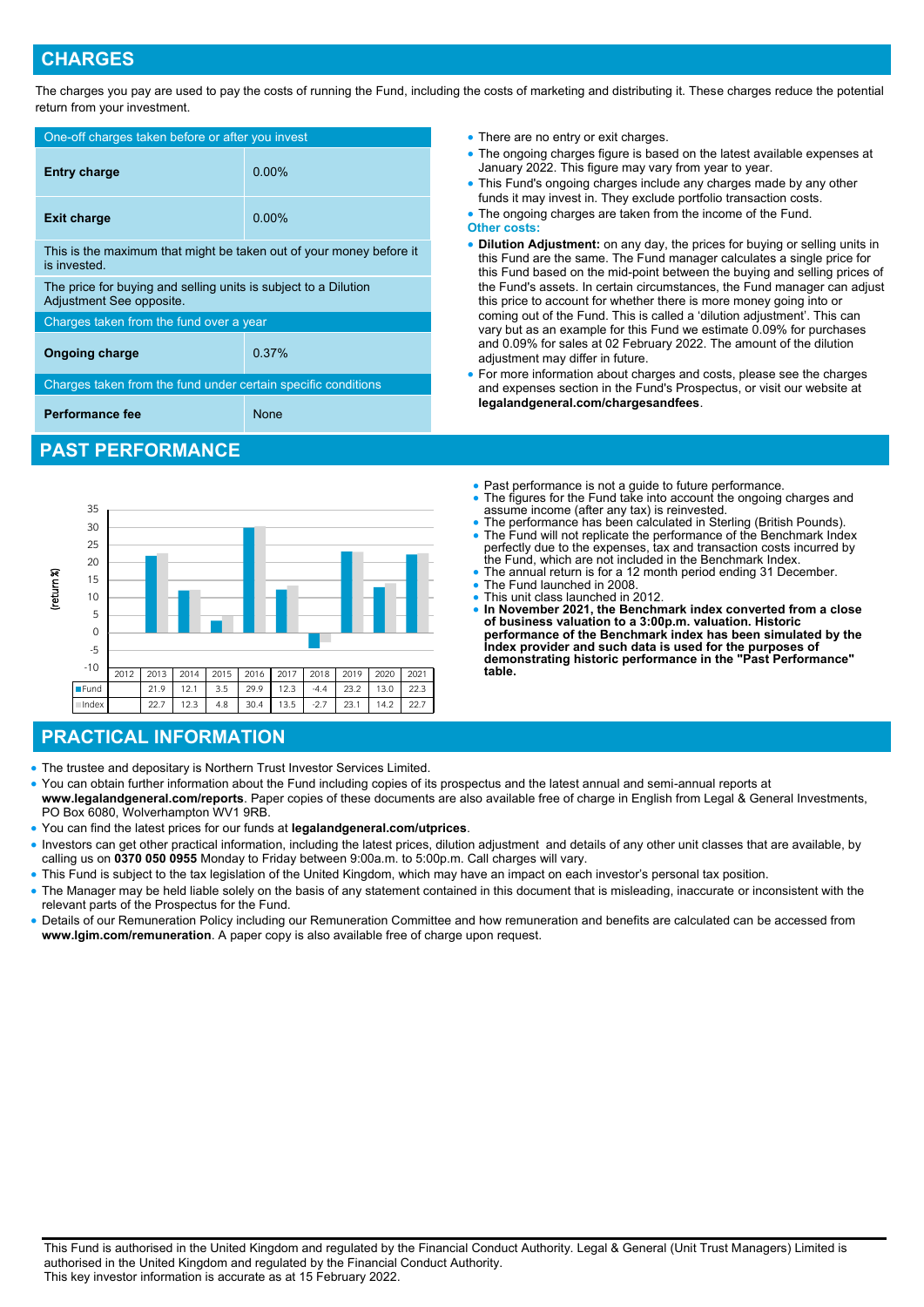## CHARGES

The charges you pay are used to pay the costs of running the Fund, including the costs of marketing and distributing it. These charges reduce the potential return from your investment.

| One-off charges taken before or after you invest | |
|---|---|
| **Entry charge** | 0.00% |
| **Exit charge** | 0.00% |
| This is the maximum that might be taken out of your money before it is invested. | |
| The price for buying and selling units is subject to a Dilution Adjustment See opposite. | |
| Charges taken from the fund over a year | |
| **Ongoing charge** | 0.37% |
| Charges taken from the fund under certain specific conditions | |
| **Performance fee** | None |

- There are no entry or exit charges.
- The ongoing charges figure is based on the latest available expenses at January 2022. This figure may vary from year to year.
- This Fund's ongoing charges include any charges made by any other funds it may invest in. They exclude portfolio transaction costs.
- The ongoing charges are taken from the income of the Fund.

**Other costs:**

- **Dilution Adjustment:** on any day, the prices for buying or selling units in this Fund are the same. The Fund manager calculates a single price for this Fund based on the mid-point between the buying and selling prices of the Fund's assets. In certain circumstances, the Fund manager can adjust this price to account for whether there is more money going into or coming out of the Fund. This is called a 'dilution adjustment'. This can vary but as an example for this Fund we estimate 0.09% for purchases and 0.09% for sales at 02 February 2022. The amount of the dilution adjustment may differ in future.
- For more information about charges and costs, please see the charges and expenses section in the Fund's Prospectus, or visit our website at **legalandgeneral.com/chargesandfees**.

## PAST PERFORMANCE

(return %)

35
30
25
20
15
10
5
0
-5
-10

2012 2013 2014 2015 2016 2017 2018 2019 2020 2021

Fund: 21.9 12.1 3.5 29.9 12.3 -4.4 23.2 13.0 22.3

Index: 22.7 12.3 4.8 30.4 13.5 -2.7 23.1 14.2 22.7

- Past performance is not a guide to future performance.
- The figures for the Fund take into account the ongoing charges and assume income (after any tax) is reinvested.
- The performance has been calculated in Sterling (British Pounds).
- The Fund will not replicate the performance of the Benchmark Index perfectly due to the expenses, tax and transaction costs incurred by the Fund, which are not included in the Benchmark Index.
- The annual return is for a 12 month period ending 31 December.
- The Fund launched in 2008.
- This unit class launched in 2012.
- **In November 2021, the Benchmark index converted from a close of business valuation to a 3:00p.m. valuation. Historic performance of the Benchmark index has been simulated by the Index provider and such data is used for the purposes of demonstrating historic performance in the "Past Performance" table.**

## PRACTICAL INFORMATION

- The trustee and depositary is Northern Trust Investor Services Limited.
- You can obtain further information about the Fund including copies of its prospectus and the latest annual and semi-annual reports at **www.legalandgeneral.com/reports**. Paper copies of these documents are also available free of charge in English from Legal & General Investments, PO Box 6080, Wolverhampton WV1 9RB.
- You can find the latest prices for our funds at **legalandgeneral.com/utprices**.
- Investors can get other practical information, including the latest prices, dilution adjustment and details of any other unit classes that are available, by calling us on **0370 050 0955** Monday to Friday between 9:00a.m. to 5:00p.m. Call charges will vary.
- This Fund is subject to the tax legislation of the United Kingdom, which may have an impact on each investor's personal tax position.
- The Manager may be held liable solely on the basis of any statement contained in this document that is misleading, inaccurate or inconsistent with the relevant parts of the Prospectus for the Fund.
- Details of our Remuneration Policy including our Remuneration Committee and how remuneration and benefits are calculated can be accessed from **www.lgim.com/remuneration**. A paper copy is also available free of charge upon request.

This Fund is authorised in the United Kingdom and regulated by the Financial Conduct Authority. Legal & General (Unit Trust Managers) Limited is authorised in the United Kingdom and regulated by the Financial Conduct Authority.
This key investor information is accurate as at 15 February 2022.